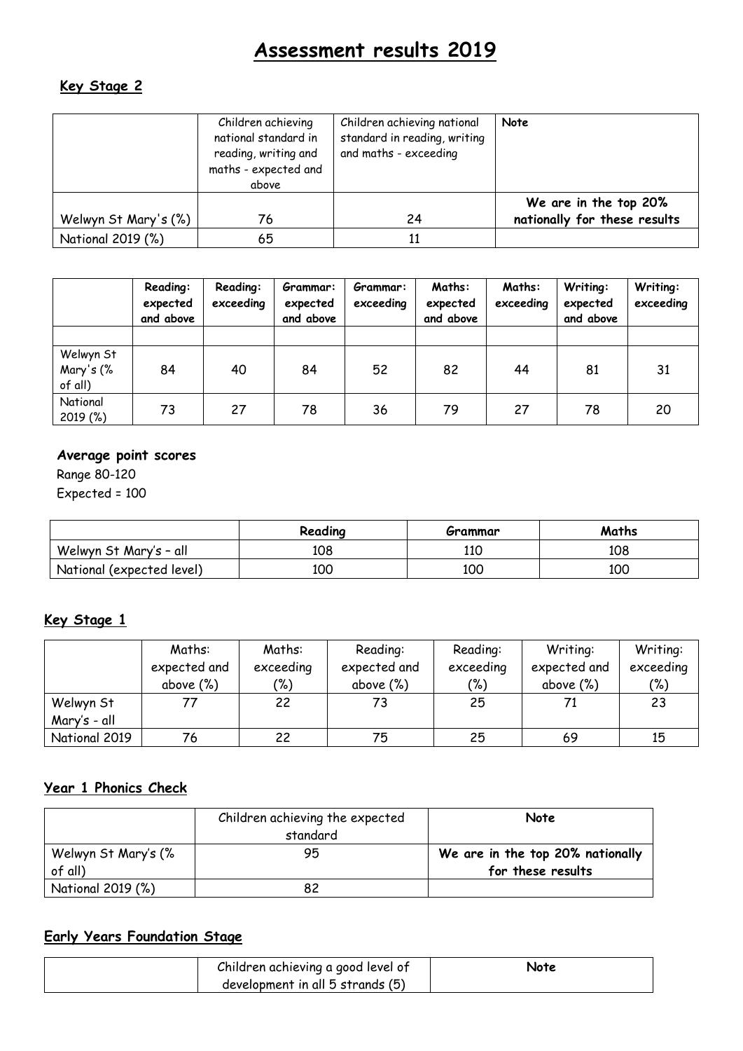# Assessment results 2019

## Key Stage 2

| | Children achieving national standard in reading, writing and maths - expected and above | Children achieving national standard in reading, writing and maths - exceeding | **Note** |
|---|---|---|---|
| Welwyn St Mary's (%) | 76 | 24 | **We are in the top 20% nationally for these results** |
| National 2019 (%) | 65 | 11 | |

| | **Reading: expected and above** | **Reading: exceeding** | **Grammar: expected and above** | **Grammar: exceeding** | **Maths: expected and above** | **Maths: exceeding** | **Writing: expected and above** | **Writing: exceeding** |
|---|---|---|---|---|---|---|---|---|
| | | | | | | | | |
| Welwyn St Mary's (% of all) | 84 | 40 | 84 | 52 | 82 | 44 | 81 | 31 |
| National 2019 (%) | 73 | 27 | 78 | 36 | 79 | 27 | 78 | 20 |

### Average point scores

Range 80-120

Expected = 100

| | **Reading** | **Grammar** | **Maths** |
|---|---|---|---|
| Welwyn St Mary's – all | 108 | 110 | 108 |
| National (expected level) | 100 | 100 | 100 |

## Key Stage 1

| | Maths: expected and above (%) | Maths: exceeding (%) | Reading: expected and above (%) | Reading: exceeding (%) | Writing: expected and above (%) | Writing: exceeding (%) |
|---|---|---|---|---|---|---|
| Welwyn St Mary's - all | 77 | 22 | 73 | 25 | 71 | 23 |
| National 2019 | 76 | 22 | 75 | 25 | 69 | 15 |

## Year 1 Phonics Check

| | Children achieving the expected standard | **Note** |
|---|---|---|
| Welwyn St Mary's (% of all) | 95 | **We are in the top 20% nationally for these results** |
| National 2019 (%) | 82 | |

## Early Years Foundation Stage

| | Children achieving a good level of development in all 5 strands (5) | **Note** |
|---|---|---|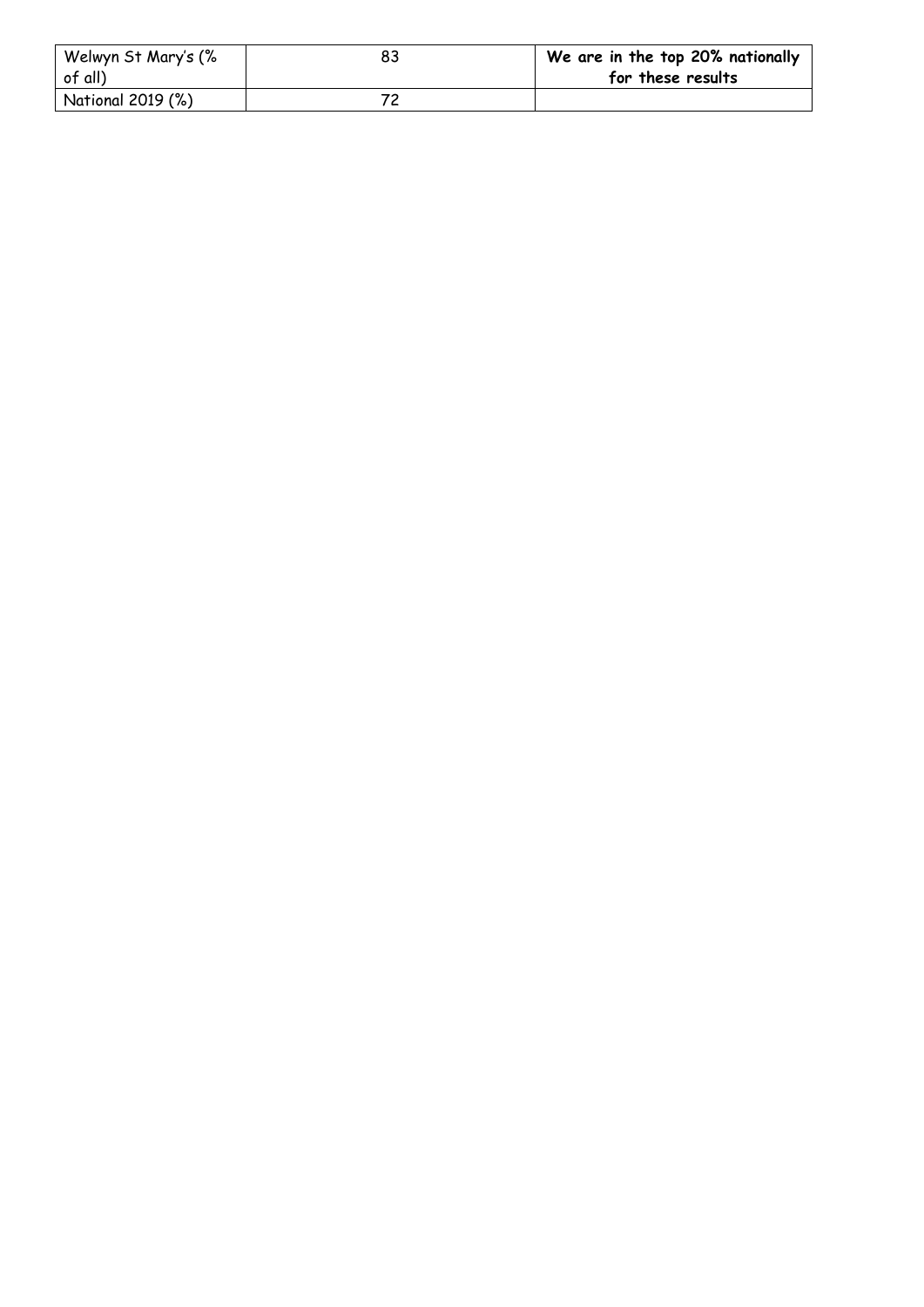| | | |
|---|---|---|
| Welwyn St Mary's (% of all) | 83 | **We are in the top 20% nationally for these results** |
| National 2019 (%) | 72 | |